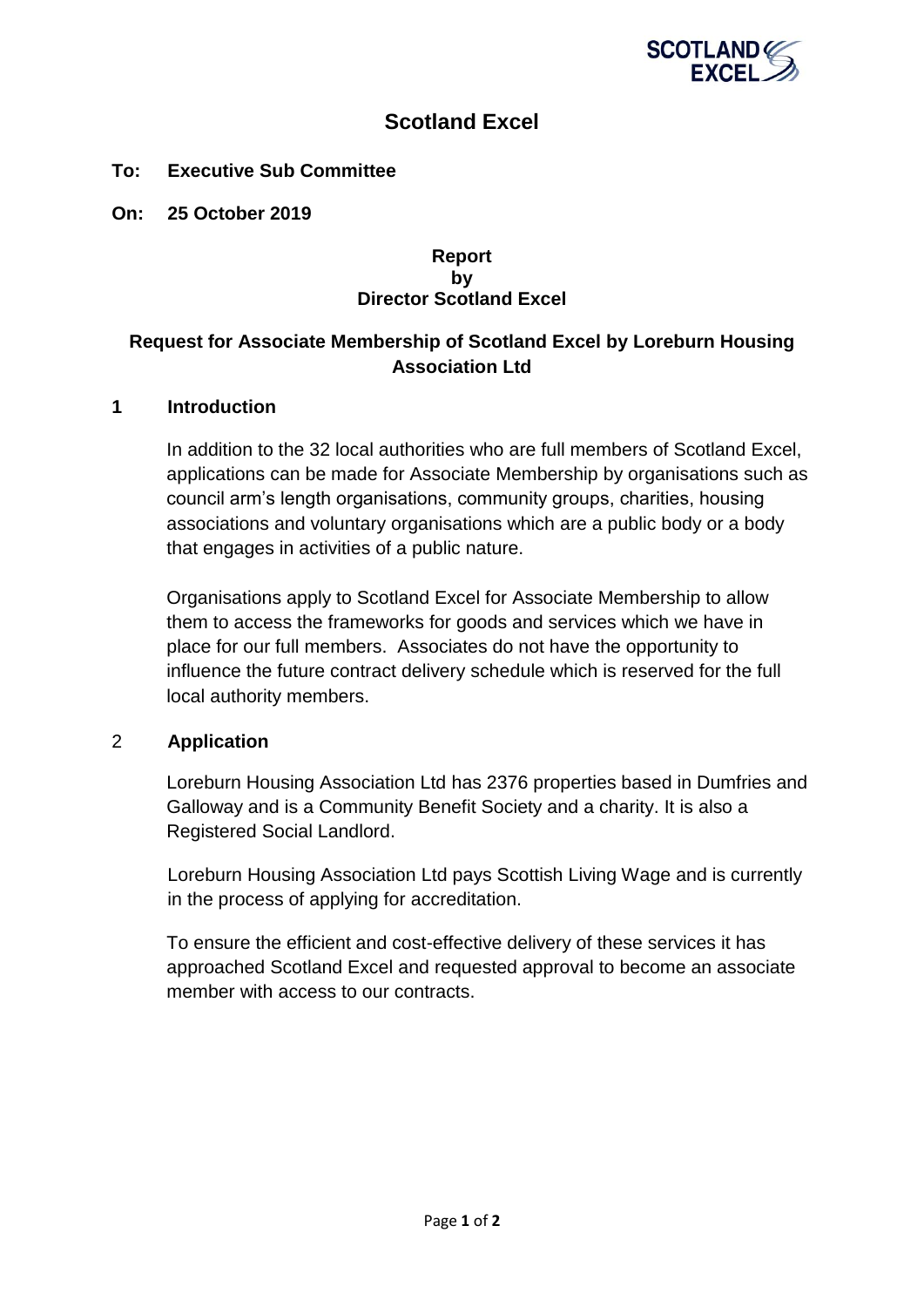# Scotland Excel

**To: Executive Sub Committee**

**On: 25 October 2019**

**Report**
**by**
**Director Scotland Excel**

## Request for Associate Membership of Scotland Excel by Loreburn Housing Association Ltd

### 1 Introduction

In addition to the 32 local authorities who are full members of Scotland Excel, applications can be made for Associate Membership by organisations such as council arm's length organisations, community groups, charities, housing associations and voluntary organisations which are a public body or a body that engages in activities of a public nature.

Organisations apply to Scotland Excel for Associate Membership to allow them to access the frameworks for goods and services which we have in place for our full members. Associates do not have the opportunity to influence the future contract delivery schedule which is reserved for the full local authority members.

### 2 Application

Loreburn Housing Association Ltd has 2376 properties based in Dumfries and Galloway and is a Community Benefit Society and a charity. It is also a Registered Social Landlord.

Loreburn Housing Association Ltd pays Scottish Living Wage and is currently in the process of applying for accreditation.

To ensure the efficient and cost-effective delivery of these services it has approached Scotland Excel and requested approval to become an associate member with access to our contracts.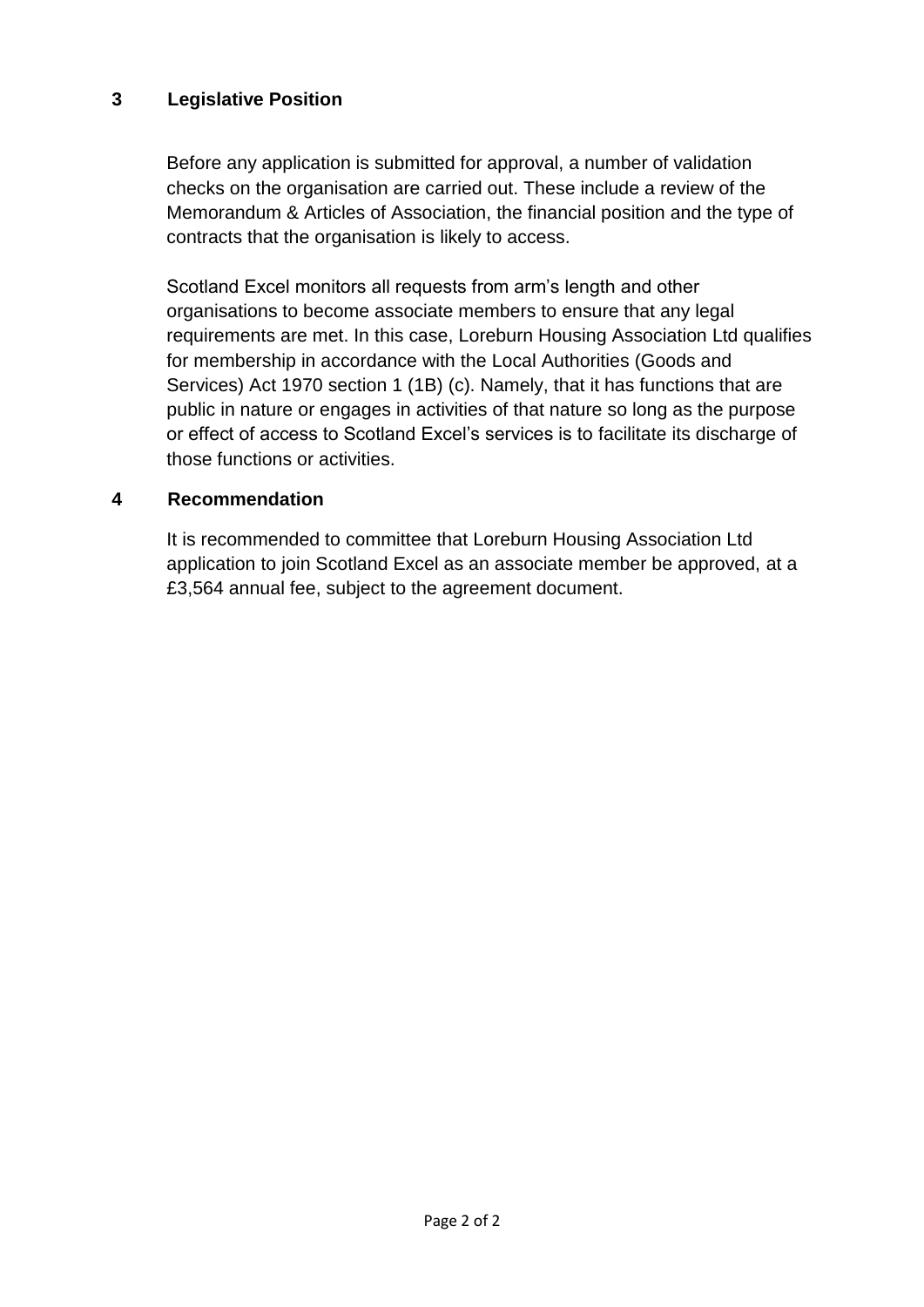## 3 Legislative Position

Before any application is submitted for approval, a number of validation checks on the organisation are carried out. These include a review of the Memorandum & Articles of Association, the financial position and the type of contracts that the organisation is likely to access.

Scotland Excel monitors all requests from arm's length and other organisations to become associate members to ensure that any legal requirements are met. In this case, Loreburn Housing Association Ltd qualifies for membership in accordance with the Local Authorities (Goods and Services) Act 1970 section 1 (1B) (c). Namely, that it has functions that are public in nature or engages in activities of that nature so long as the purpose or effect of access to Scotland Excel's services is to facilitate its discharge of those functions or activities.

## 4 Recommendation

It is recommended to committee that Loreburn Housing Association Ltd application to join Scotland Excel as an associate member be approved, at a £3,564 annual fee, subject to the agreement document.